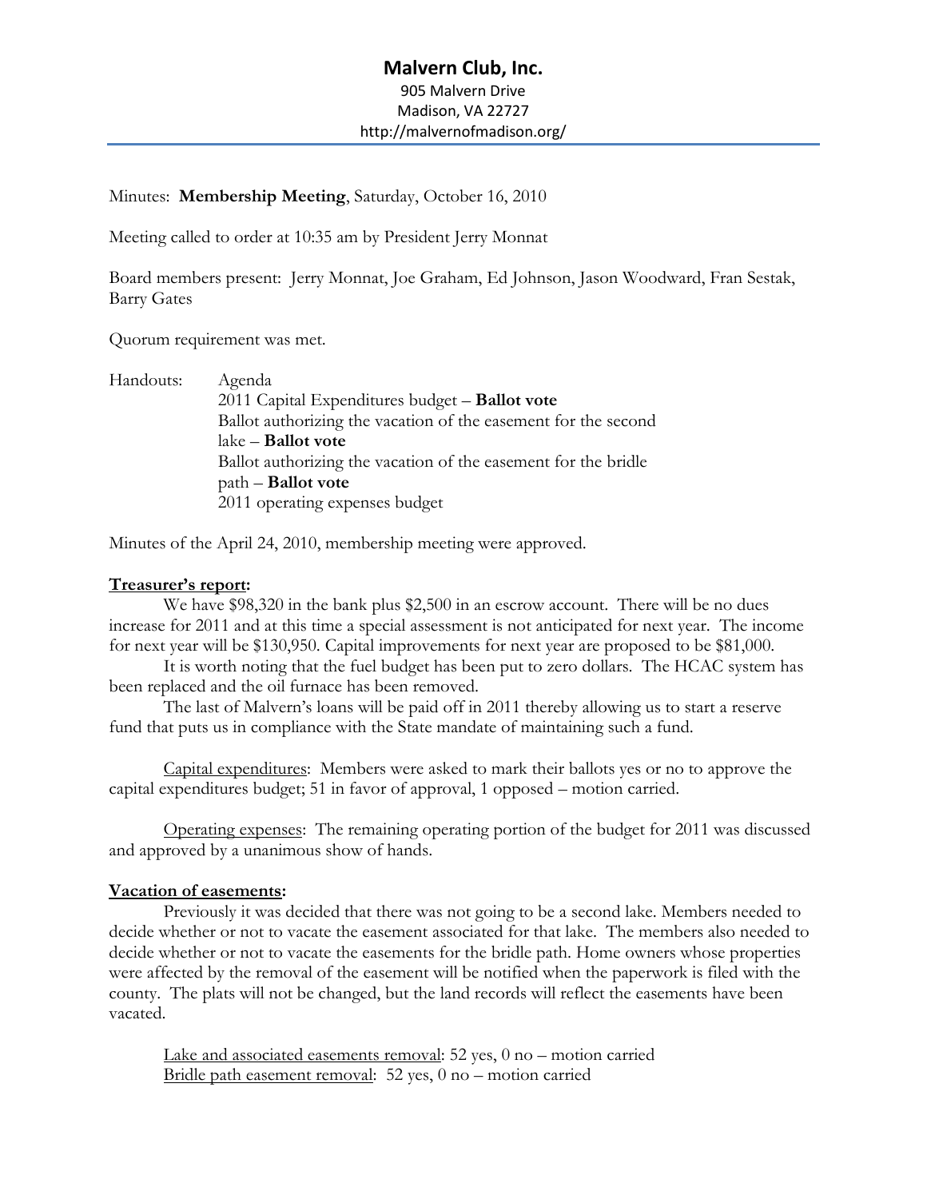# Malvern Club, Inc.

905 Malvern Drive
Madison, VA 22727
http://malvernofmadison.org/

---

Minutes: **Membership Meeting**, Saturday, October 16, 2010

Meeting called to order at 10:35 am by President Jerry Monnat

Board members present: Jerry Monnat, Joe Graham, Ed Johnson, Jason Woodward, Fran Sestak, Barry Gates

Quorum requirement was met.

Handouts:
- Agenda
- 2011 Capital Expenditures budget – **Ballot vote**
- Ballot authorizing the vacation of the easement for the second lake – **Ballot vote**
- Ballot authorizing the vacation of the easement for the bridle path – **Ballot vote**
- 2011 operating expenses budget

Minutes of the April 24, 2010, membership meeting were approved.

**<u>Treasurer's report</u>:**

We have $98,320 in the bank plus $2,500 in an escrow account. There will be no dues increase for 2011 and at this time a special assessment is not anticipated for next year. The income for next year will be $130,950. Capital improvements for next year are proposed to be $81,000.

It is worth noting that the fuel budget has been put to zero dollars. The HCAC system has been replaced and the oil furnace has been removed.

The last of Malvern's loans will be paid off in 2011 thereby allowing us to start a reserve fund that puts us in compliance with the State mandate of maintaining such a fund.

<u>Capital expenditures</u>: Members were asked to mark their ballots yes or no to approve the capital expenditures budget; 51 in favor of approval, 1 opposed – motion carried.

<u>Operating expenses</u>: The remaining operating portion of the budget for 2011 was discussed and approved by a unanimous show of hands.

**<u>Vacation of easements</u>:**

Previously it was decided that there was not going to be a second lake. Members needed to decide whether or not to vacate the easement associated for that lake. The members also needed to decide whether or not to vacate the easements for the bridle path. Home owners whose properties were affected by the removal of the easement will be notified when the paperwork is filed with the county. The plats will not be changed, but the land records will reflect the easements have been vacated.

<u>Lake and associated easements removal</u>: 52 yes, 0 no – motion carried
<u>Bridle path easement removal</u>: 52 yes, 0 no – motion carried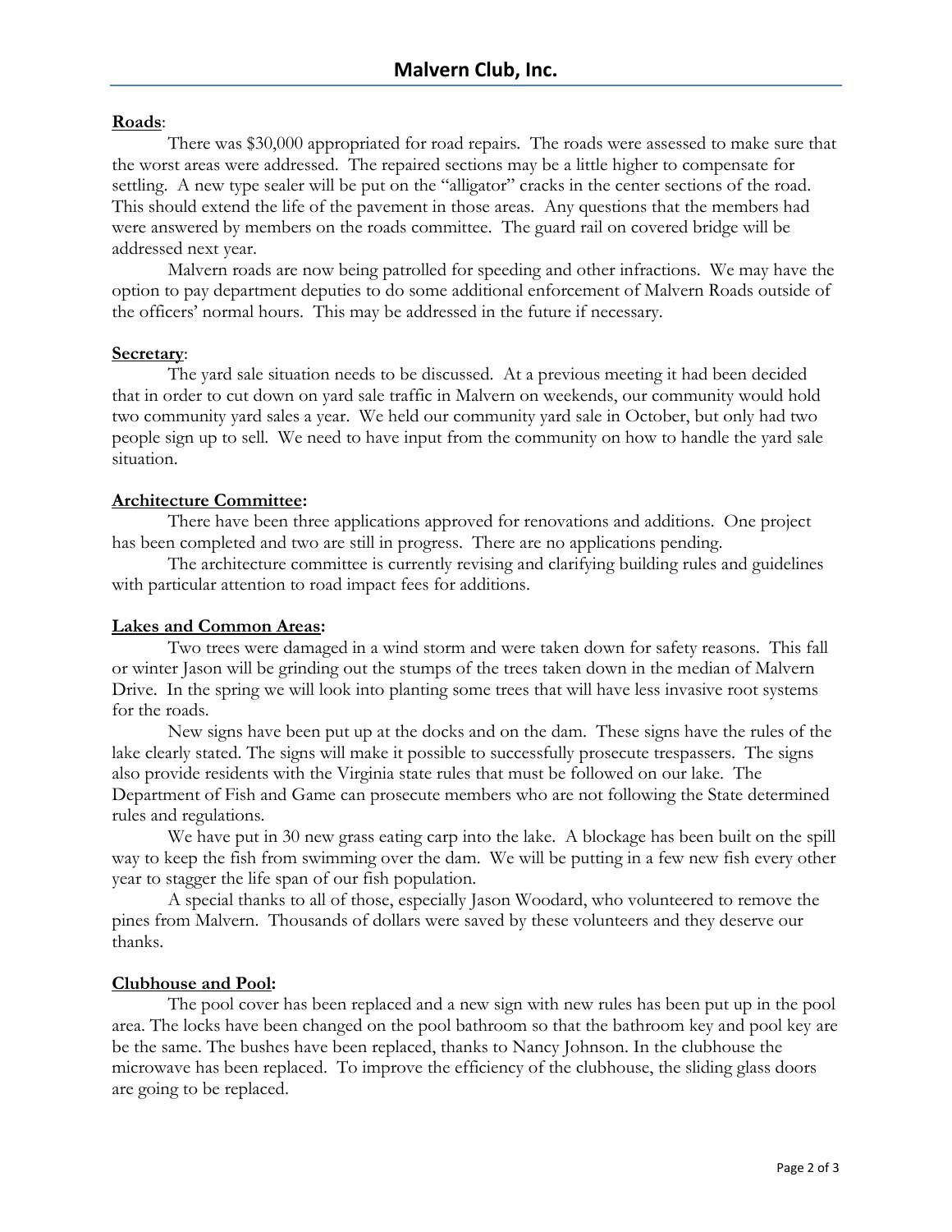# Malvern Club, Inc.

**Roads**:

There was $30,000 appropriated for road repairs. The roads were assessed to make sure that the worst areas were addressed. The repaired sections may be a little higher to compensate for settling. A new type sealer will be put on the "alligator" cracks in the center sections of the road. This should extend the life of the pavement in those areas. Any questions that the members had were answered by members on the roads committee. The guard rail on covered bridge will be addressed next year.

Malvern roads are now being patrolled for speeding and other infractions. We may have the option to pay department deputies to do some additional enforcement of Malvern Roads outside of the officers' normal hours. This may be addressed in the future if necessary.

**Secretary**:

The yard sale situation needs to be discussed. At a previous meeting it had been decided that in order to cut down on yard sale traffic in Malvern on weekends, our community would hold two community yard sales a year. We held our community yard sale in October, but only had two people sign up to sell. We need to have input from the community on how to handle the yard sale situation.

**Architecture Committee:**

There have been three applications approved for renovations and additions. One project has been completed and two are still in progress. There are no applications pending.

The architecture committee is currently revising and clarifying building rules and guidelines with particular attention to road impact fees for additions.

**Lakes and Common Areas:**

Two trees were damaged in a wind storm and were taken down for safety reasons. This fall or winter Jason will be grinding out the stumps of the trees taken down in the median of Malvern Drive. In the spring we will look into planting some trees that will have less invasive root systems for the roads.

New signs have been put up at the docks and on the dam. These signs have the rules of the lake clearly stated. The signs will make it possible to successfully prosecute trespassers. The signs also provide residents with the Virginia state rules that must be followed on our lake. The Department of Fish and Game can prosecute members who are not following the State determined rules and regulations.

We have put in 30 new grass eating carp into the lake. A blockage has been built on the spill way to keep the fish from swimming over the dam. We will be putting in a few new fish every other year to stagger the life span of our fish population.

A special thanks to all of those, especially Jason Woodard, who volunteered to remove the pines from Malvern. Thousands of dollars were saved by these volunteers and they deserve our thanks.

**Clubhouse and Pool:**

The pool cover has been replaced and a new sign with new rules has been put up in the pool area. The locks have been changed on the pool bathroom so that the bathroom key and pool key are be the same. The bushes have been replaced, thanks to Nancy Johnson. In the clubhouse the microwave has been replaced. To improve the efficiency of the clubhouse, the sliding glass doors are going to be replaced.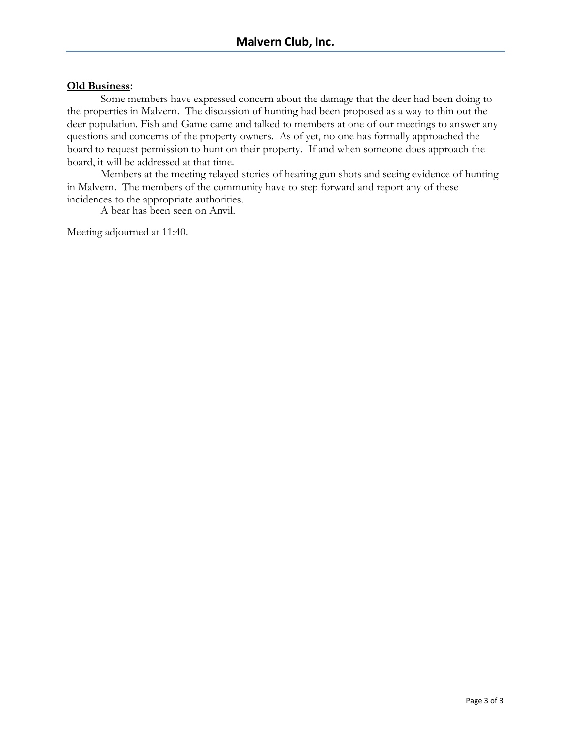**Old Business:**

Some members have expressed concern about the damage that the deer had been doing to the properties in Malvern. The discussion of hunting had been proposed as a way to thin out the deer population. Fish and Game came and talked to members at one of our meetings to answer any questions and concerns of the property owners. As of yet, no one has formally approached the board to request permission to hunt on their property. If and when someone does approach the board, it will be addressed at that time.

Members at the meeting relayed stories of hearing gun shots and seeing evidence of hunting in Malvern. The members of the community have to step forward and report any of these incidences to the appropriate authorities.

A bear has been seen on Anvil.

Meeting adjourned at 11:40.